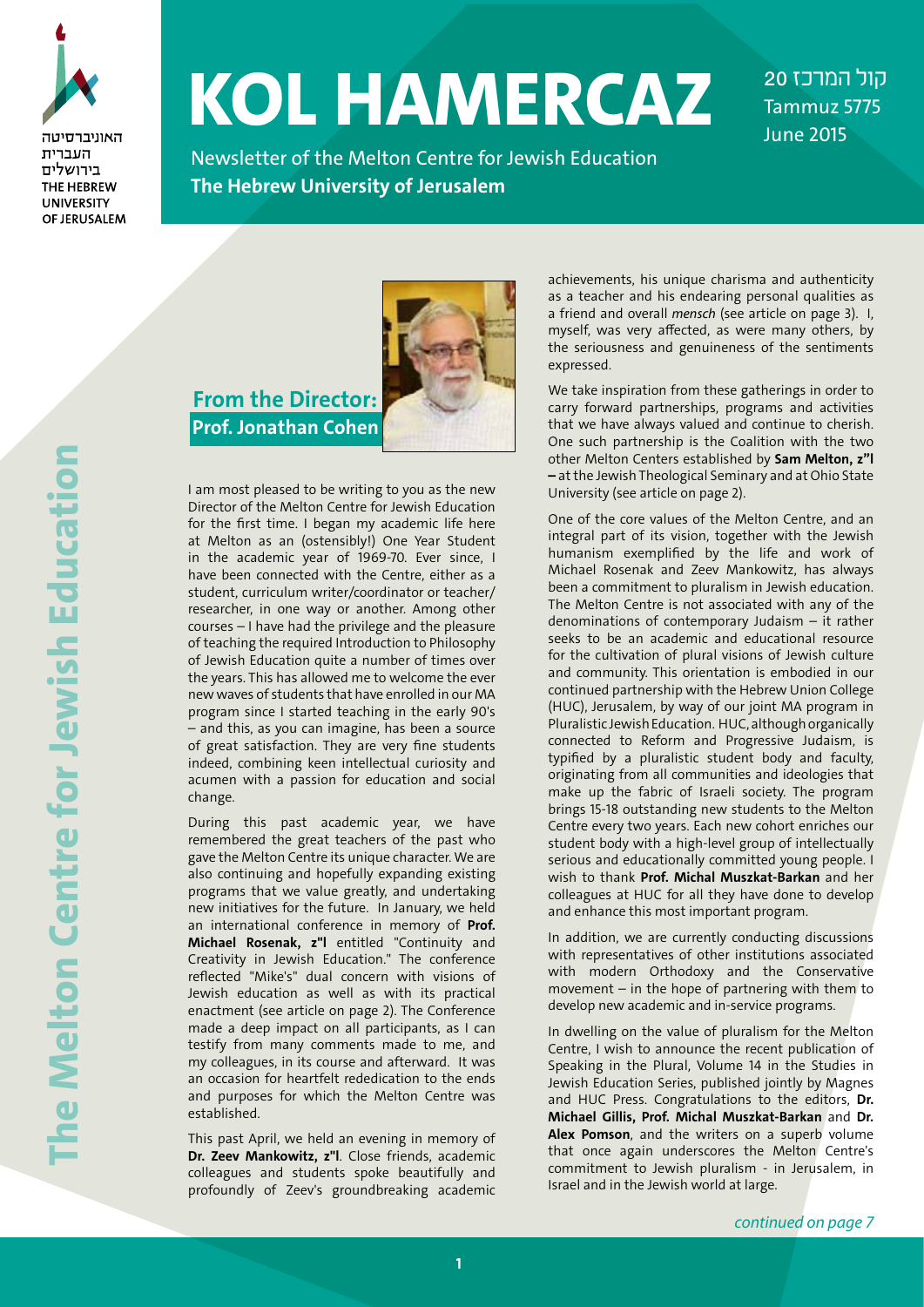# KOL HAMERCAZ

קול המרכז 20
Tammuz 5775
June 2015

Newsletter of the Melton Centre for Jewish Education
**The Hebrew University of Jerusalem**

האוניברסיטה העברית בירושלים
THE HEBREW UNIVERSITY OF JERUSALEM

**The Melton Centre for Jewish Education**

## From the Director: Prof. Jonathan Cohen

I am most pleased to be writing to you as the new Director of the Melton Centre for Jewish Education for the first time. I began my academic life here at Melton as an (ostensibly!) One Year Student in the academic year of 1969-70. Ever since, I have been connected with the Centre, either as a student, curriculum writer/coordinator or teacher/researcher, in one way or another. Among other courses – I have had the privilege and the pleasure of teaching the required Introduction to Philosophy of Jewish Education quite a number of times over the years. This has allowed me to welcome the ever new waves of students that have enrolled in our MA program since I started teaching in the early 90's – and this, as you can imagine, has been a source of great satisfaction. They are very fine students indeed, combining keen intellectual curiosity and acumen with a passion for education and social change.

During this past academic year, we have remembered the great teachers of the past who gave the Melton Centre its unique character. We are also continuing and hopefully expanding existing programs that we value greatly, and undertaking new initiatives for the future. In January, we held an international conference in memory of **Prof. Michael Rosenak, z"l** entitled "Continuity and Creativity in Jewish Education." The conference reflected "Mike's" dual concern with visions of Jewish education as well as with its practical enactment (see article on page 2). The Conference made a deep impact on all participants, as I can testify from many comments made to me, and my colleagues, in its course and afterward. It was an occasion for heartfelt rededication to the ends and purposes for which the Melton Centre was established.

This past April, we held an evening in memory of **Dr. Zeev Mankowitz, z"l**. Close friends, academic colleagues and students spoke beautifully and profoundly of Zeev's groundbreaking academic achievements, his unique charisma and authenticity as a teacher and his endearing personal qualities as a friend and overall *mensch* (see article on page 3). I, myself, was very affected, as were many others, by the seriousness and genuineness of the sentiments expressed.

We take inspiration from these gatherings in order to carry forward partnerships, programs and activities that we have always valued and continue to cherish. One such partnership is the Coalition with the two other Melton Centers established by **Sam Melton, z"l** – at the Jewish Theological Seminary and at Ohio State University (see article on page 2).

One of the core values of the Melton Centre, and an integral part of its vision, together with the Jewish humanism exemplified by the life and work of Michael Rosenak and Zeev Mankowitz, has always been a commitment to pluralism in Jewish education. The Melton Centre is not associated with any of the denominations of contemporary Judaism – it rather seeks to be an academic and educational resource for the cultivation of plural visions of Jewish culture and community. This orientation is embodied in our continued partnership with the Hebrew Union College (HUC), Jerusalem, by way of our joint MA program in Pluralistic Jewish Education. HUC, although organically connected to Reform and Progressive Judaism, is typified by a pluralistic student body and faculty, originating from all communities and ideologies that make up the fabric of Israeli society. The program brings 15-18 outstanding new students to the Melton Centre every two years. Each new cohort enriches our student body with a high-level group of intellectually serious and educationally committed young people. I wish to thank **Prof. Michal Muszkat-Barkan** and her colleagues at HUC for all they have done to develop and enhance this most important program.

In addition, we are currently conducting discussions with representatives of other institutions associated with modern Orthodoxy and the Conservative movement – in the hope of partnering with them to develop new academic and in-service programs.

In dwelling on the value of pluralism for the Melton Centre, I wish to announce the recent publication of Speaking in the Plural, Volume 14 in the Studies in Jewish Education Series, published jointly by Magnes and HUC Press. Congratulations to the editors, **Dr. Michael Gillis, Prof. Michal Muszkat-Barkan** and **Dr. Alex Pomson**, and the writers on a superb volume that once again underscores the Melton Centre's commitment to Jewish pluralism - in Jerusalem, in Israel and in the Jewish world at large.

*continued on page 7*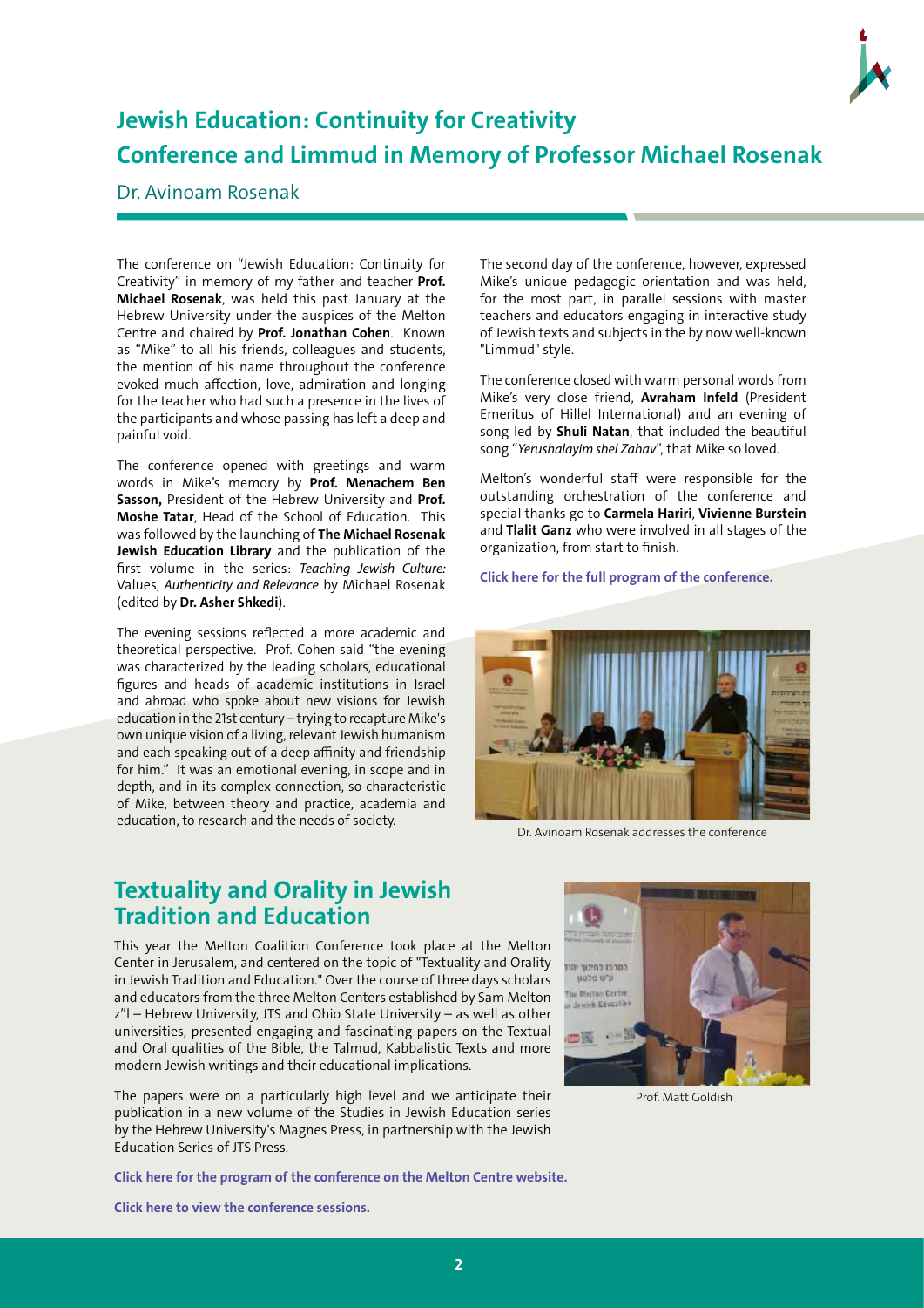# Jewish Education: Continuity for Creativity

## Conference and Limmud in Memory of Professor Michael Rosenak

Dr. Avinoam Rosenak

The conference on "Jewish Education: Continuity for Creativity" in memory of my father and teacher **Prof. Michael Rosenak**, was held this past January at the Hebrew University under the auspices of the Melton Centre and chaired by **Prof. Jonathan Cohen**. Known as "Mike" to all his friends, colleagues and students, the mention of his name throughout the conference evoked much affection, love, admiration and longing for the teacher who had such a presence in the lives of the participants and whose passing has left a deep and painful void.

The conference opened with greetings and warm words in Mike's memory by **Prof. Menachem Ben Sasson,** President of the Hebrew University and **Prof. Moshe Tatar**, Head of the School of Education. This was followed by the launching of **The Michael Rosenak Jewish Education Library** and the publication of the first volume in the series: *Teaching Jewish Culture:* Values, *Authenticity and Relevance* by Michael Rosenak (edited by **Dr. Asher Shkedi**).

The evening sessions reflected a more academic and theoretical perspective. Prof. Cohen said "the evening was characterized by the leading scholars, educational figures and heads of academic institutions in Israel and abroad who spoke about new visions for Jewish education in the 21st century – trying to recapture Mike's own unique vision of a living, relevant Jewish humanism and each speaking out of a deep affinity and friendship for him." It was an emotional evening, in scope and in depth, and in its complex connection, so characteristic of Mike, between theory and practice, academia and education, to research and the needs of society.

The second day of the conference, however, expressed Mike's unique pedagogic orientation and was held, for the most part, in parallel sessions with master teachers and educators engaging in interactive study of Jewish texts and subjects in the by now well-known "Limmud" style.

The conference closed with warm personal words from Mike's very close friend, **Avraham Infeld** (President Emeritus of Hillel International) and an evening of song led by **Shuli Natan**, that included the beautiful song "*Yerushalayim shel Zahav*", that Mike so loved.

Melton's wonderful staff were responsible for the outstanding orchestration of the conference and special thanks go to **Carmela Hariri**, **Vivienne Burstein** and **Tlalit Ganz** who were involved in all stages of the organization, from start to finish.

**Click here for the full program of the conference.**

Dr. Avinoam Rosenak addresses the conference

# Textuality and Orality in Jewish Tradition and Education

This year the Melton Coalition Conference took place at the Melton Center in Jerusalem, and centered on the topic of "Textuality and Orality in Jewish Tradition and Education." Over the course of three days scholars and educators from the three Melton Centers established by Sam Melton z"l – Hebrew University, JTS and Ohio State University – as well as other universities, presented engaging and fascinating papers on the Textual and Oral qualities of the Bible, the Talmud, Kabbalistic Texts and more modern Jewish writings and their educational implications.

The papers were on a particularly high level and we anticipate their publication in a new volume of the Studies in Jewish Education series by the Hebrew University's Magnes Press, in partnership with the Jewish Education Series of JTS Press.

Prof. Matt Goldish

**Click here for the program of the conference on the Melton Centre website.**

**Click here to view the conference sessions.**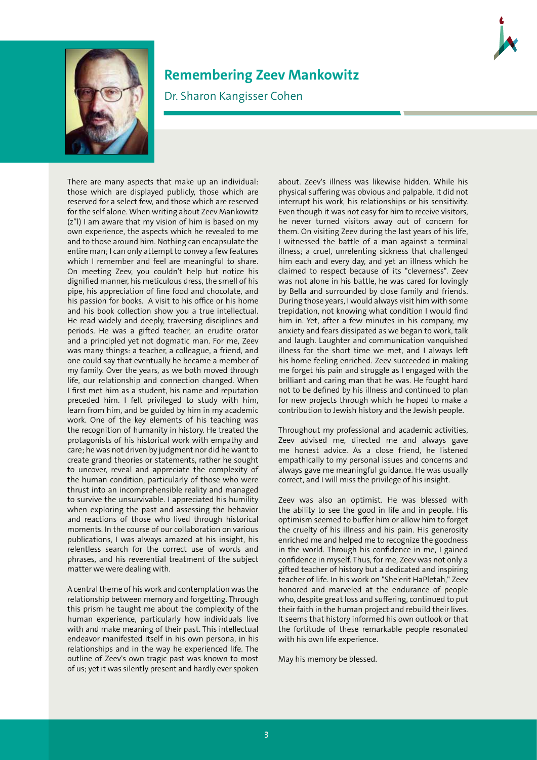# Remembering Zeev Mankowitz

Dr. Sharon Kangisser Cohen

There are many aspects that make up an individual: those which are displayed publicly, those which are reserved for a select few, and those which are reserved for the self alone. When writing about Zeev Mankowitz (z"l) I am aware that my vision of him is based on my own experience, the aspects which he revealed to me and to those around him. Nothing can encapsulate the entire man; I can only attempt to convey a few features which I remember and feel are meaningful to share. On meeting Zeev, you couldn't help but notice his dignified manner, his meticulous dress, the smell of his pipe, his appreciation of fine food and chocolate, and his passion for books. A visit to his office or his home and his book collection show you a true intellectual. He read widely and deeply, traversing disciplines and periods. He was a gifted teacher, an erudite orator and a principled yet not dogmatic man. For me, Zeev was many things: a teacher, a colleague, a friend, and one could say that eventually he became a member of my family. Over the years, as we both moved through life, our relationship and connection changed. When I first met him as a student, his name and reputation preceded him. I felt privileged to study with him, learn from him, and be guided by him in my academic work. One of the key elements of his teaching was the recognition of humanity in history. He treated the protagonists of his historical work with empathy and care; he was not driven by judgment nor did he want to create grand theories or statements, rather he sought to uncover, reveal and appreciate the complexity of the human condition, particularly of those who were thrust into an incomprehensible reality and managed to survive the unsurvivable. I appreciated his humility when exploring the past and assessing the behavior and reactions of those who lived through historical moments. In the course of our collaboration on various publications, I was always amazed at his insight, his relentless search for the correct use of words and phrases, and his reverential treatment of the subject matter we were dealing with.

A central theme of his work and contemplation was the relationship between memory and forgetting. Through this prism he taught me about the complexity of the human experience, particularly how individuals live with and make meaning of their past. This intellectual endeavor manifested itself in his own persona, in his relationships and in the way he experienced life. The outline of Zeev's own tragic past was known to most of us; yet it was silently present and hardly ever spoken about. Zeev's illness was likewise hidden. While his physical suffering was obvious and palpable, it did not interrupt his work, his relationships or his sensitivity. Even though it was not easy for him to receive visitors, he never turned visitors away out of concern for them. On visiting Zeev during the last years of his life, I witnessed the battle of a man against a terminal illness; a cruel, unrelenting sickness that challenged him each and every day, and yet an illness which he claimed to respect because of its "cleverness". Zeev was not alone in his battle, he was cared for lovingly by Bella and surrounded by close family and friends. During those years, I would always visit him with some trepidation, not knowing what condition I would find him in. Yet, after a few minutes in his company, my anxiety and fears dissipated as we began to work, talk and laugh. Laughter and communication vanquished illness for the short time we met, and I always left his home feeling enriched. Zeev succeeded in making me forget his pain and struggle as I engaged with the brilliant and caring man that he was. He fought hard not to be defined by his illness and continued to plan for new projects through which he hoped to make a contribution to Jewish history and the Jewish people.

Throughout my professional and academic activities, Zeev advised me, directed me and always gave me honest advice. As a close friend, he listened empathically to my personal issues and concerns and always gave me meaningful guidance. He was usually correct, and I will miss the privilege of his insight.

Zeev was also an optimist. He was blessed with the ability to see the good in life and in people. His optimism seemed to buffer him or allow him to forget the cruelty of his illness and his pain. His generosity enriched me and helped me to recognize the goodness in the world. Through his confidence in me, I gained confidence in myself. Thus, for me, Zeev was not only a gifted teacher of history but a dedicated and inspiring teacher of life. In his work on "She'erit HaPletah," Zeev honored and marveled at the endurance of people who, despite great loss and suffering, continued to put their faith in the human project and rebuild their lives. It seems that history informed his own outlook or that the fortitude of these remarkable people resonated with his own life experience.

May his memory be blessed.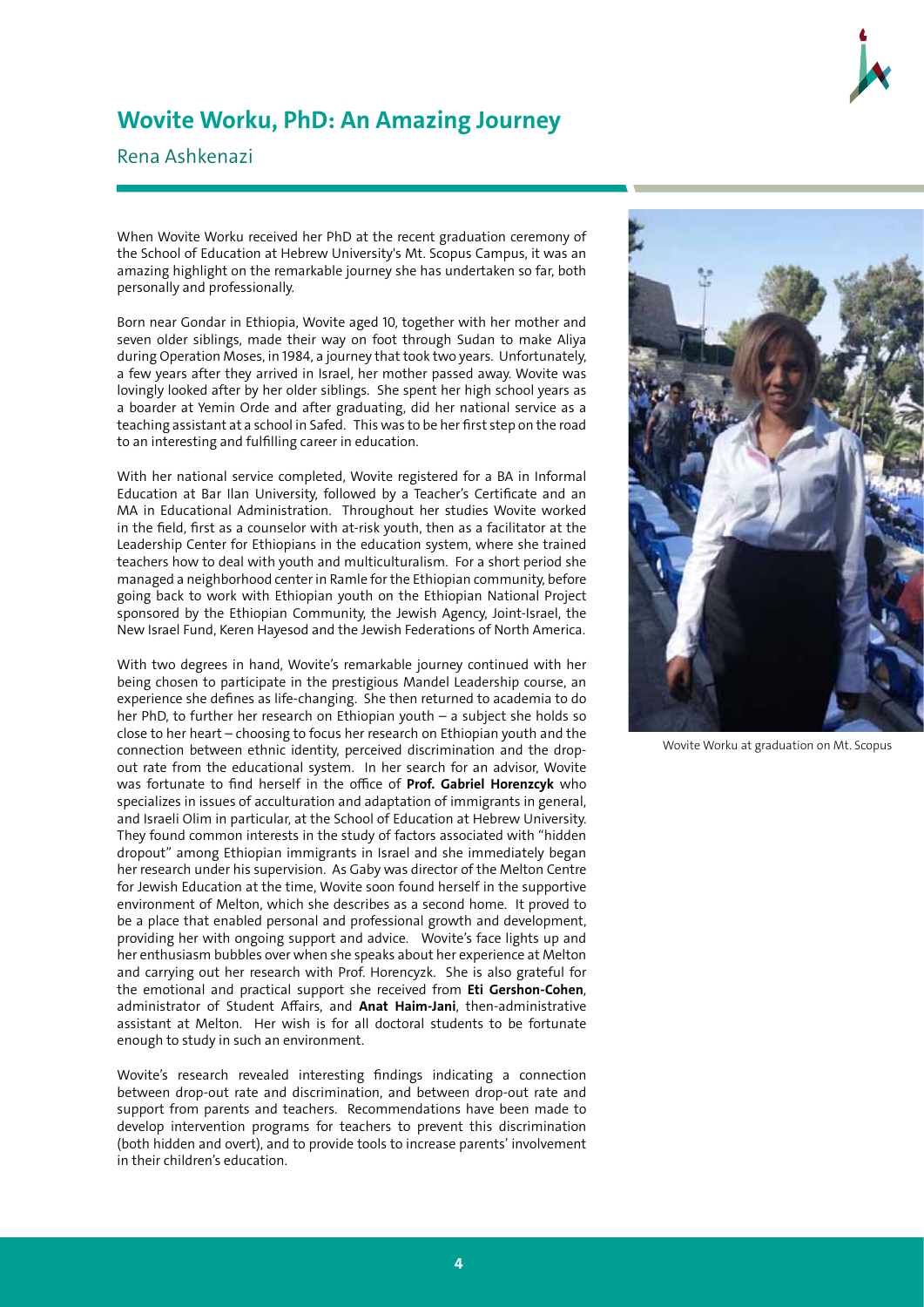# Wovite Worku, PhD: An Amazing Journey

Rena Ashkenazi

When Wovite Worku received her PhD at the recent graduation ceremony of the School of Education at Hebrew University's Mt. Scopus Campus, it was an amazing highlight on the remarkable journey she has undertaken so far, both personally and professionally.

Born near Gondar in Ethiopia, Wovite aged 10, together with her mother and seven older siblings, made their way on foot through Sudan to make Aliya during Operation Moses, in 1984, a journey that took two years. Unfortunately, a few years after they arrived in Israel, her mother passed away. Wovite was lovingly looked after by her older siblings. She spent her high school years as a boarder at Yemin Orde and after graduating, did her national service as a teaching assistant at a school in Safed. This was to be her first step on the road to an interesting and fulfilling career in education.

With her national service completed, Wovite registered for a BA in Informal Education at Bar Ilan University, followed by a Teacher's Certificate and an MA in Educational Administration. Throughout her studies Wovite worked in the field, first as a counselor with at-risk youth, then as a facilitator at the Leadership Center for Ethiopians in the education system, where she trained teachers how to deal with youth and multiculturalism. For a short period she managed a neighborhood center in Ramle for the Ethiopian community, before going back to work with Ethiopian youth on the Ethiopian National Project sponsored by the Ethiopian Community, the Jewish Agency, Joint-Israel, the New Israel Fund, Keren Hayesod and the Jewish Federations of North America.

With two degrees in hand, Wovite's remarkable journey continued with her being chosen to participate in the prestigious Mandel Leadership course, an experience she defines as life-changing. She then returned to academia to do her PhD, to further her research on Ethiopian youth – a subject she holds so close to her heart – choosing to focus her research on Ethiopian youth and the connection between ethnic identity, perceived discrimination and the drop-out rate from the educational system. In her search for an advisor, Wovite was fortunate to find herself in the office of **Prof. Gabriel Horenzcyk** who specializes in issues of acculturation and adaptation of immigrants in general, and Israeli Olim in particular, at the School of Education at Hebrew University. They found common interests in the study of factors associated with "hidden dropout" among Ethiopian immigrants in Israel and she immediately began her research under his supervision. As Gaby was director of the Melton Centre for Jewish Education at the time, Wovite soon found herself in the supportive environment of Melton, which she describes as a second home. It proved to be a place that enabled personal and professional growth and development, providing her with ongoing support and advice. Wovite's face lights up and her enthusiasm bubbles over when she speaks about her experience at Melton and carrying out her research with Prof. Horencyzk. She is also grateful for the emotional and practical support she received from **Eti Gershon-Cohen**, administrator of Student Affairs, and **Anat Haim-Jani**, then-administrative assistant at Melton. Her wish is for all doctoral students to be fortunate enough to study in such an environment.

Wovite's research revealed interesting findings indicating a connection between drop-out rate and discrimination, and between drop-out rate and support from parents and teachers. Recommendations have been made to develop intervention programs for teachers to prevent this discrimination (both hidden and overt), and to provide tools to increase parents' involvement in their children's education.

Wovite Worku at graduation on Mt. Scopus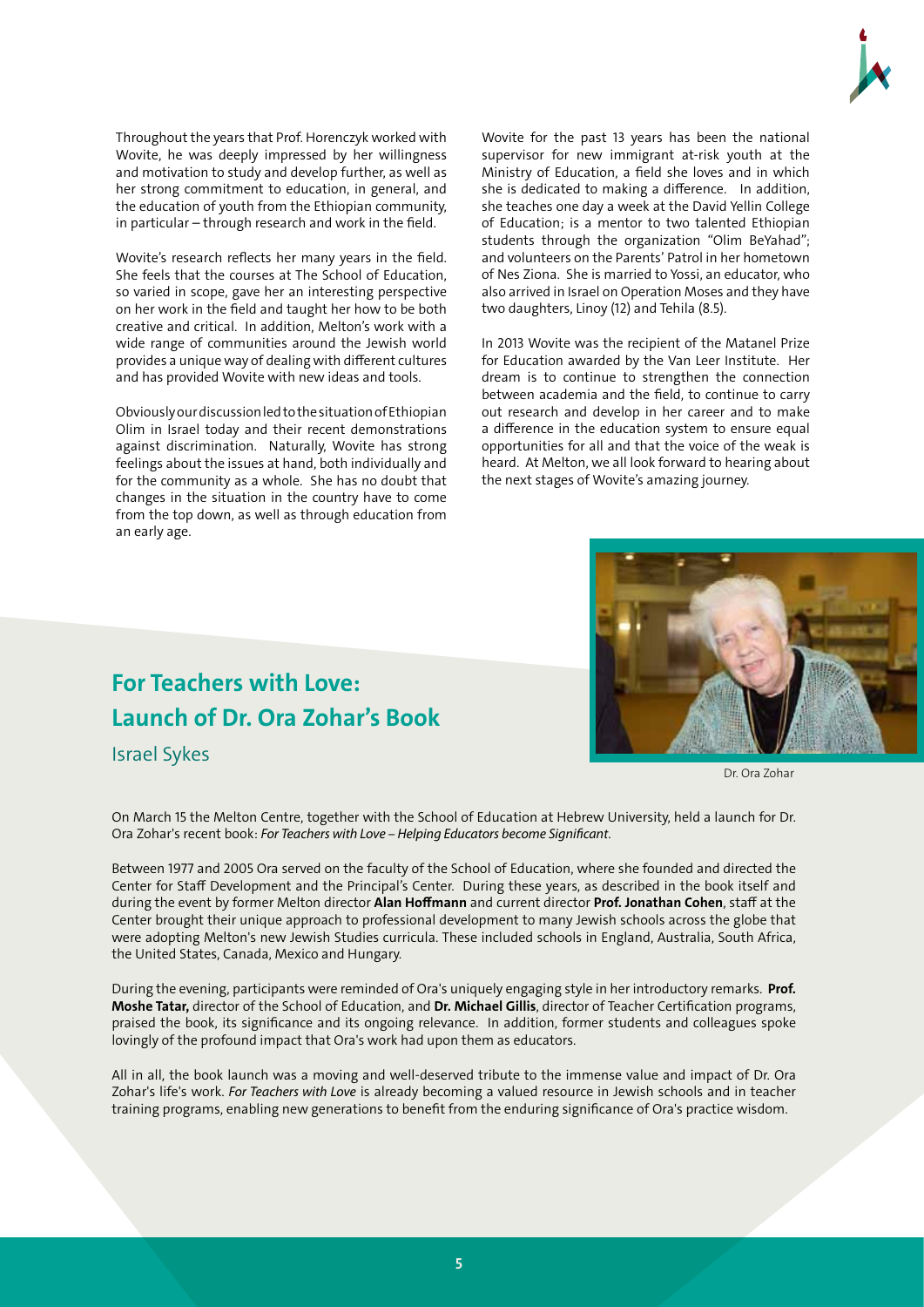Throughout the years that Prof. Horenczyk worked with Wovite, he was deeply impressed by her willingness and motivation to study and develop further, as well as her strong commitment to education, in general, and the education of youth from the Ethiopian community, in particular – through research and work in the field.

Wovite's research reflects her many years in the field. She feels that the courses at The School of Education, so varied in scope, gave her an interesting perspective on her work in the field and taught her how to be both creative and critical. In addition, Melton's work with a wide range of communities around the Jewish world provides a unique way of dealing with different cultures and has provided Wovite with new ideas and tools.

Obviously our discussion led to the situation of Ethiopian Olim in Israel today and their recent demonstrations against discrimination. Naturally, Wovite has strong feelings about the issues at hand, both individually and for the community as a whole. She has no doubt that changes in the situation in the country have to come from the top down, as well as through education from an early age.

Wovite for the past 13 years has been the national supervisor for new immigrant at-risk youth at the Ministry of Education, a field she loves and in which she is dedicated to making a difference. In addition, she teaches one day a week at the David Yellin College of Education; is a mentor to two talented Ethiopian students through the organization "Olim BeYahad"; and volunteers on the Parents' Patrol in her hometown of Nes Ziona. She is married to Yossi, an educator, who also arrived in Israel on Operation Moses and they have two daughters, Linoy (12) and Tehila (8.5).

In 2013 Wovite was the recipient of the Matanel Prize for Education awarded by the Van Leer Institute. Her dream is to continue to strengthen the connection between academia and the field, to continue to carry out research and develop in her career and to make a difference in the education system to ensure equal opportunities for all and that the voice of the weak is heard. At Melton, we all look forward to hearing about the next stages of Wovite's amazing journey.

## For Teachers with Love: Launch of Dr. Ora Zohar's Book

Israel Sykes

Dr. Ora Zohar

On March 15 the Melton Centre, together with the School of Education at Hebrew University, held a launch for Dr. Ora Zohar's recent book: *For Teachers with Love – Helping Educators become Significant*.

Between 1977 and 2005 Ora served on the faculty of the School of Education, where she founded and directed the Center for Staff Development and the Principal's Center. During these years, as described in the book itself and during the event by former Melton director **Alan Hoffmann** and current director **Prof. Jonathan Cohen**, staff at the Center brought their unique approach to professional development to many Jewish schools across the globe that were adopting Melton's new Jewish Studies curricula. These included schools in England, Australia, South Africa, the United States, Canada, Mexico and Hungary.

During the evening, participants were reminded of Ora's uniquely engaging style in her introductory remarks. **Prof. Moshe Tatar,** director of the School of Education, and **Dr. Michael Gillis**, director of Teacher Certification programs, praised the book, its significance and its ongoing relevance. In addition, former students and colleagues spoke lovingly of the profound impact that Ora's work had upon them as educators.

All in all, the book launch was a moving and well-deserved tribute to the immense value and impact of Dr. Ora Zohar's life's work. *For Teachers with Love* is already becoming a valued resource in Jewish schools and in teacher training programs, enabling new generations to benefit from the enduring significance of Ora's practice wisdom.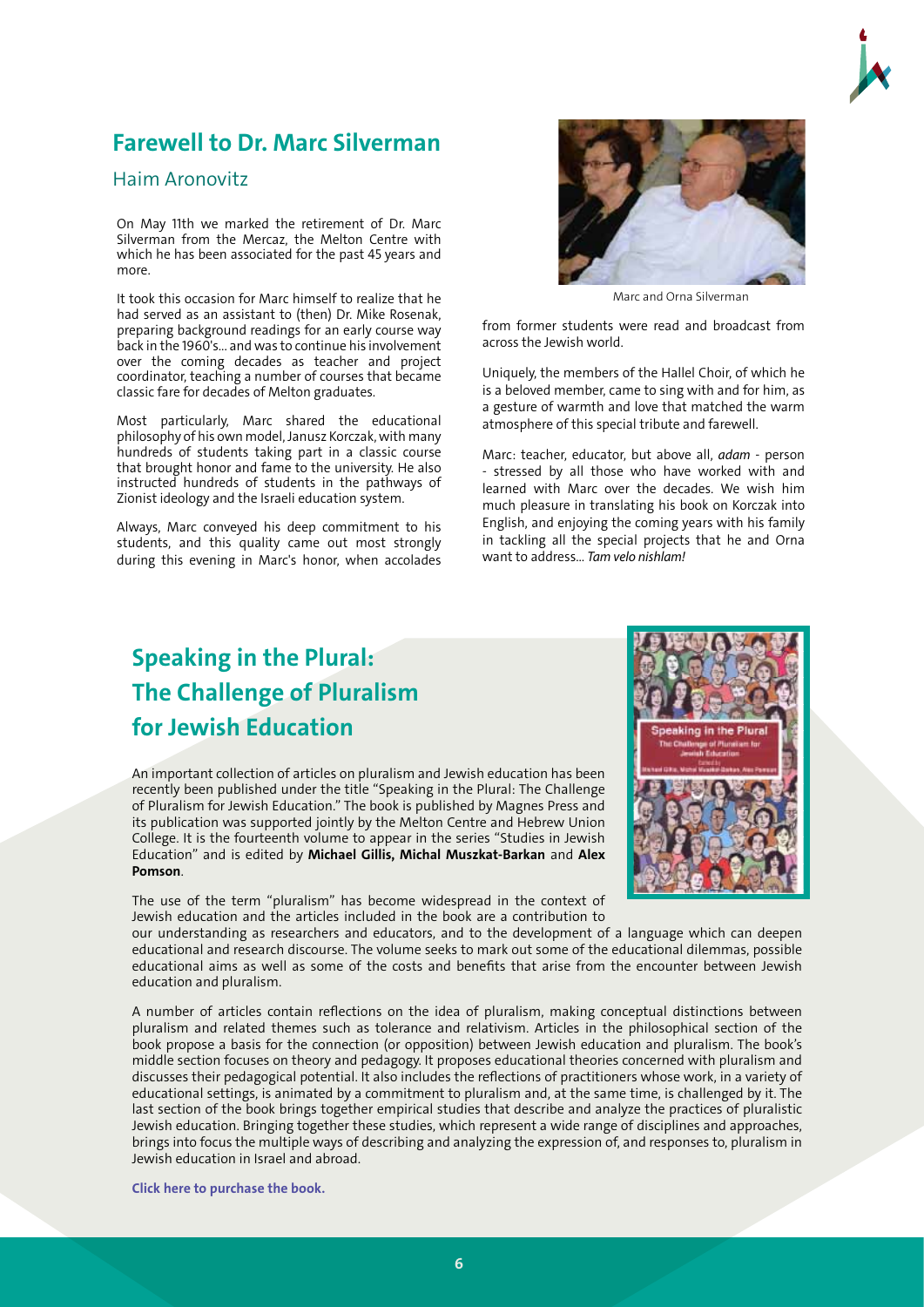## Farewell to Dr. Marc Silverman

### Haim Aronovitz

On May 11th we marked the retirement of Dr. Marc Silverman from the Mercaz, the Melton Centre with which he has been associated for the past 45 years and more.

It took this occasion for Marc himself to realize that he had served as an assistant to (then) Dr. Mike Rosenak, preparing background readings for an early course way back in the 1960's... and was to continue his involvement over the coming decades as teacher and project coordinator, teaching a number of courses that became classic fare for decades of Melton graduates.

Most particularly, Marc shared the educational philosophy of his own model, Janusz Korczak, with many hundreds of students taking part in a classic course that brought honor and fame to the university. He also instructed hundreds of students in the pathways of Zionist ideology and the Israeli education system.

Always, Marc conveyed his deep commitment to his students, and this quality came out most strongly during this evening in Marc's honor, when accolades from former students were read and broadcast from across the Jewish world.

Marc and Orna Silverman

Uniquely, the members of the Hallel Choir, of which he is a beloved member, came to sing with and for him, as a gesture of warmth and love that matched the warm atmosphere of this special tribute and farewell.

Marc: teacher, educator, but above all, *adam* - person - stressed by all those who have worked with and learned with Marc over the decades. We wish him much pleasure in translating his book on Korczak into English, and enjoying the coming years with his family in tackling all the special projects that he and Orna want to address... *Tam velo nishlam!*

## Speaking in the Plural: The Challenge of Pluralism for Jewish Education

An important collection of articles on pluralism and Jewish education has been recently been published under the title "Speaking in the Plural: The Challenge of Pluralism for Jewish Education." The book is published by Magnes Press and its publication was supported jointly by the Melton Centre and Hebrew Union College. It is the fourteenth volume to appear in the series "Studies in Jewish Education" and is edited by **Michael Gillis, Michal Muszkat-Barkan** and **Alex Pomson**.

The use of the term "pluralism" has become widespread in the context of Jewish education and the articles included in the book are a contribution to our understanding as researchers and educators, and to the development of a language which can deepen educational and research discourse. The volume seeks to mark out some of the educational dilemmas, possible educational aims as well as some of the costs and benefits that arise from the encounter between Jewish education and pluralism.

A number of articles contain reflections on the idea of pluralism, making conceptual distinctions between pluralism and related themes such as tolerance and relativism. Articles in the philosophical section of the book propose a basis for the connection (or opposition) between Jewish education and pluralism. The book's middle section focuses on theory and pedagogy. It proposes educational theories concerned with pluralism and discusses their pedagogical potential. It also includes the reflections of practitioners whose work, in a variety of educational settings, is animated by a commitment to pluralism and, at the same time, is challenged by it. The last section of the book brings together empirical studies that describe and analyze the practices of pluralistic Jewish education. Bringing together these studies, which represent a wide range of disciplines and approaches, brings into focus the multiple ways of describing and analyzing the expression of, and responses to, pluralism in Jewish education in Israel and abroad.

**Click here to purchase the book.**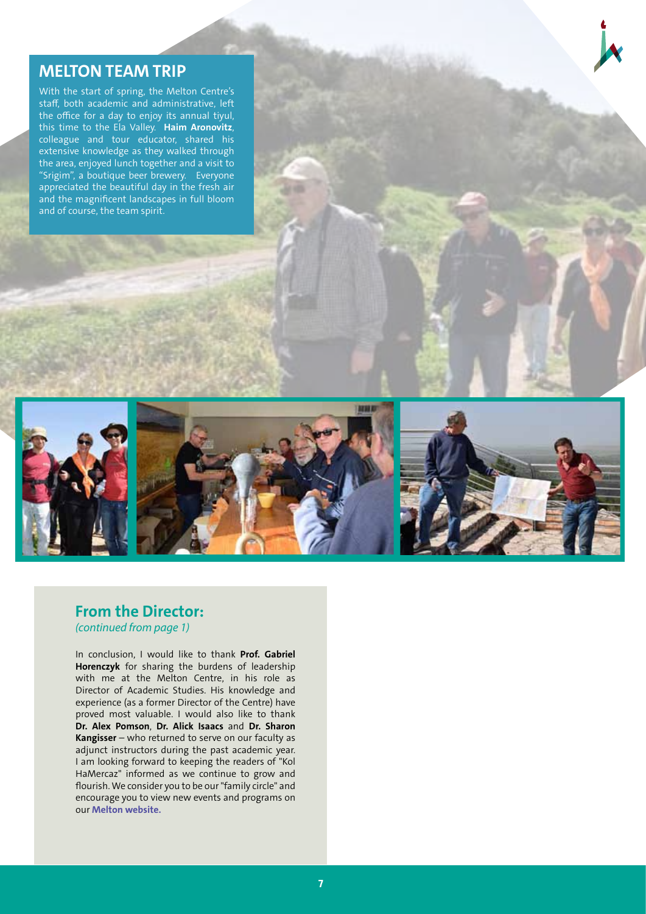## MELTON TEAM TRIP

With the start of spring, the Melton Centre's staff, both academic and administrative, left the office for a day to enjoy its annual tiyul, this time to the Ela Valley. **Haim Aronovitz**, colleague and tour educator, shared his extensive knowledge as they walked through the area, enjoyed lunch together and a visit to "Srigim", a boutique beer brewery. Everyone appreciated the beautiful day in the fresh air and the magnificent landscapes in full bloom and of course, the team spirit.

## From the Director:

*(continued from page 1)*

In conclusion, I would like to thank **Prof. Gabriel Horenczyk** for sharing the burdens of leadership with me at the Melton Centre, in his role as Director of Academic Studies. His knowledge and experience (as a former Director of the Centre) have proved most valuable. I would also like to thank **Dr. Alex Pomson**, **Dr. Alick Isaacs** and **Dr. Sharon Kangisser** – who returned to serve on our faculty as adjunct instructors during the past academic year. I am looking forward to keeping the readers of "Kol HaMercaz" informed as we continue to grow and flourish. We consider you to be our "family circle" and encourage you to view new events and programs on our **Melton website.**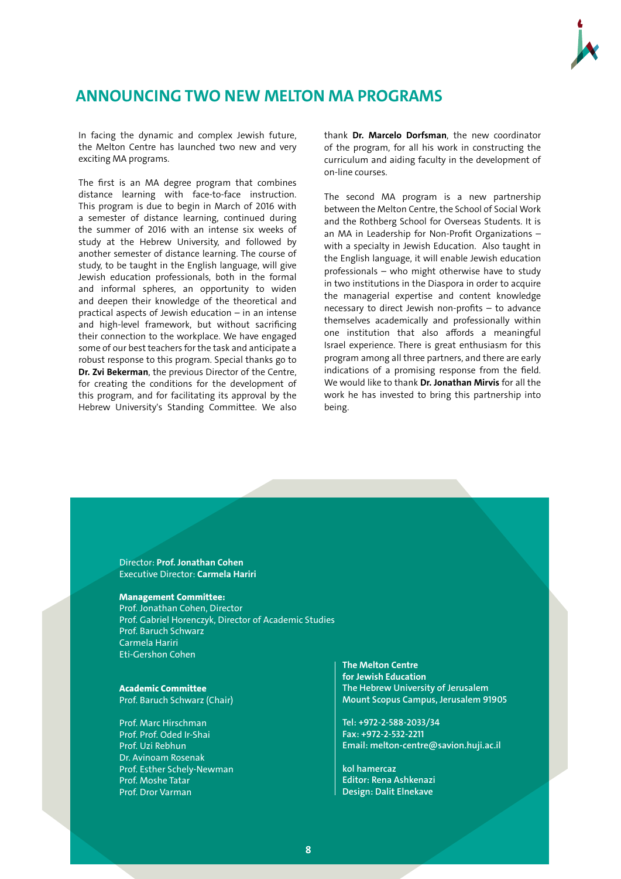## ANNOUNCING TWO NEW MELTON MA PROGRAMS

In facing the dynamic and complex Jewish future, the Melton Centre has launched two new and very exciting MA programs.

The first is an MA degree program that combines distance learning with face-to-face instruction. This program is due to begin in March of 2016 with a semester of distance learning, continued during the summer of 2016 with an intense six weeks of study at the Hebrew University, and followed by another semester of distance learning. The course of study, to be taught in the English language, will give Jewish education professionals, both in the formal and informal spheres, an opportunity to widen and deepen their knowledge of the theoretical and practical aspects of Jewish education – in an intense and high-level framework, but without sacrificing their connection to the workplace. We have engaged some of our best teachers for the task and anticipate a robust response to this program. Special thanks go to **Dr. Zvi Bekerman**, the previous Director of the Centre, for creating the conditions for the development of this program, and for facilitating its approval by the Hebrew University's Standing Committee. We also thank **Dr. Marcelo Dorfsman**, the new coordinator of the program, for all his work in constructing the curriculum and aiding faculty in the development of on-line courses.

The second MA program is a new partnership between the Melton Centre, the School of Social Work and the Rothberg School for Overseas Students. It is an MA in Leadership for Non-Profit Organizations – with a specialty in Jewish Education. Also taught in the English language, it will enable Jewish education professionals – who might otherwise have to study in two institutions in the Diaspora in order to acquire the managerial expertise and content knowledge necessary to direct Jewish non-profits – to advance themselves academically and professionally within one institution that also affords a meaningful Israel experience. There is great enthusiasm for this program among all three partners, and there are early indications of a promising response from the field. We would like to thank **Dr. Jonathan Mirvis** for all the work he has invested to bring this partnership into being.

Director: **Prof. Jonathan Cohen**
Executive Director: **Carmela Hariri**

**Management Committee:**
Prof. Jonathan Cohen, Director
Prof. Gabriel Horenczyk, Director of Academic Studies
Prof. Baruch Schwarz
Carmela Hariri
Eti-Gershon Cohen

**Academic Committee**
Prof. Baruch Schwarz (Chair)

Prof. Marc Hirschman
Prof. Prof. Oded Ir-Shai
Prof. Uzi Rebhun
Dr. Avinoam Rosenak
Prof. Esther Schely-Newman
Prof. Moshe Tatar
Prof. Dror Varman

**The Melton Centre**
**for Jewish Education**
**The Hebrew University of Jerusalem**
**Mount Scopus Campus, Jerusalem 91905**

**Tel: +972-2-588-2033/34**
**Fax: +972-2-532-2211**
**Email: melton-centre@savion.huji.ac.il**

**kol hamercaz**
**Editor: Rena Ashkenazi**
**Design: Dalit Elnekave**